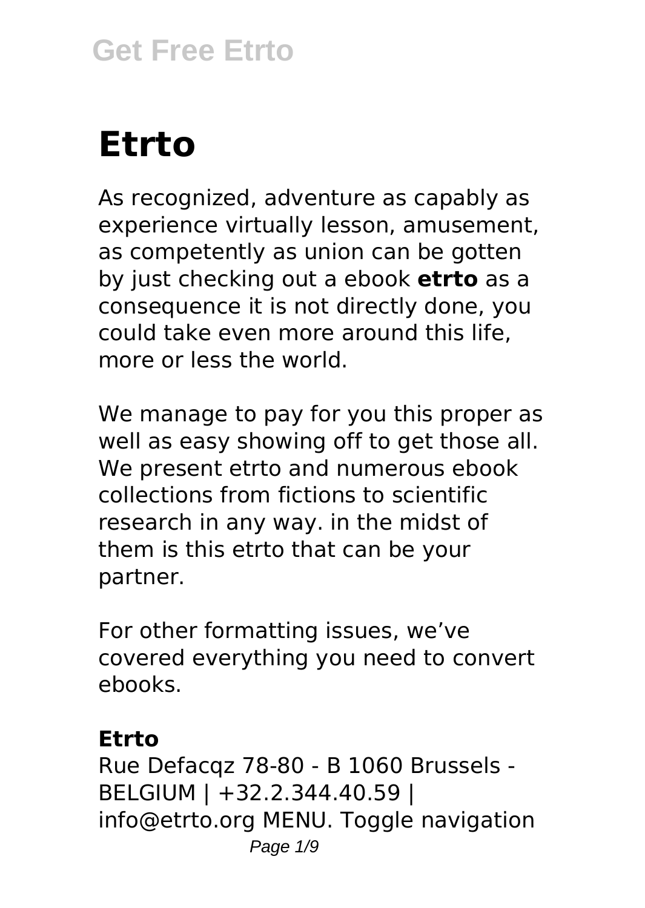# Etrto

As recognized, adventure as capably as experience virtually lesson, amusement, as competently as union can be gotten by just checking out a ebook **etrto** as a consequence it is not directly done, you could take even more around this life, more or less the world.

We manage to pay for you this proper as well as easy showing off to get those all. We present etrto and numerous ebook collections from fictions to scientific research in any way. in the midst of them is this etrto that can be your partner.

For other formatting issues, we've covered everything you need to convert ebooks.

**Etrto**

Rue Defacqz 78-80 - B 1060 Brussels - BELGIUM | +32.2.344.40.59 | info@etrto.org MENU. Toggle navigation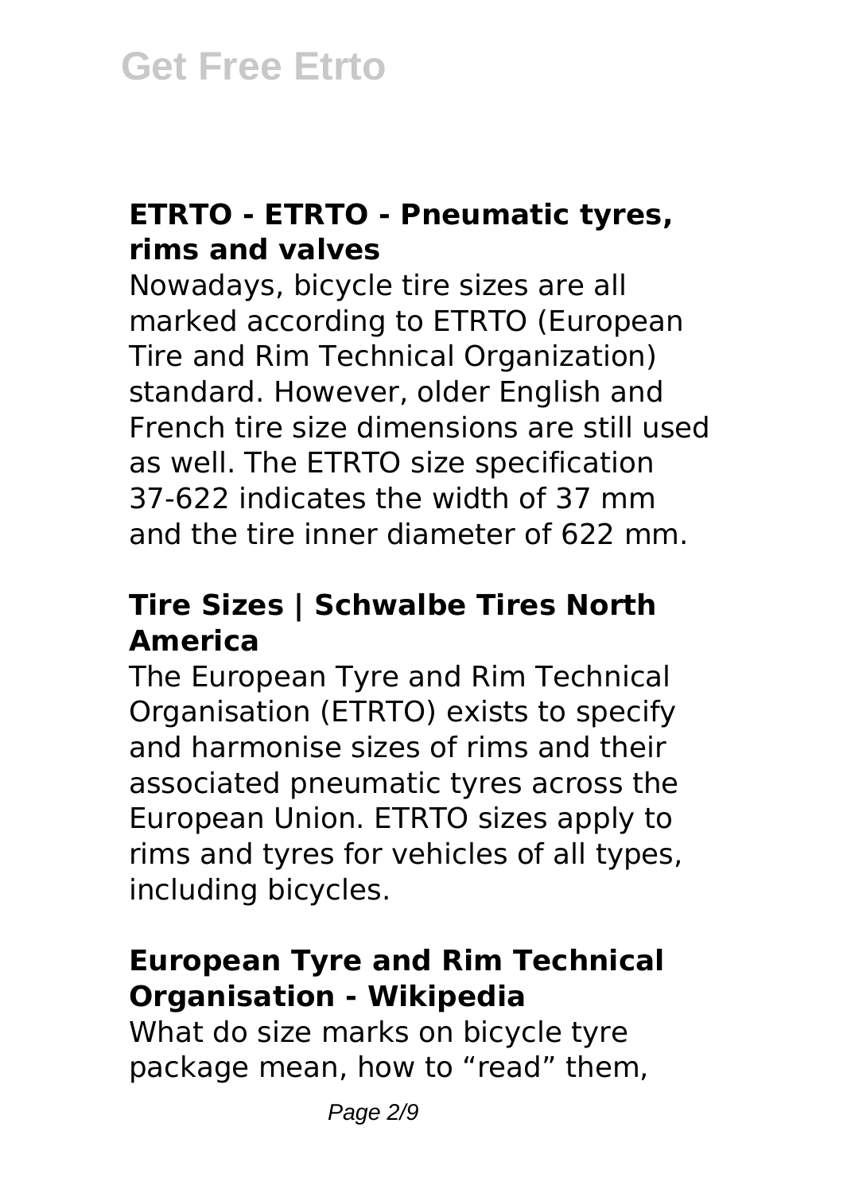## ETRTO - ETRTO - Pneumatic tyres, rims and valves

Nowadays, bicycle tire sizes are all marked according to ETRTO (European Tire and Rim Technical Organization) standard. However, older English and French tire size dimensions are still used as well. The ETRTO size specification 37-622 indicates the width of 37 mm and the tire inner diameter of 622 mm.

## Tire Sizes | Schwalbe Tires North America

The European Tyre and Rim Technical Organisation (ETRTO) exists to specify and harmonise sizes of rims and their associated pneumatic tyres across the European Union. ETRTO sizes apply to rims and tyres for vehicles of all types, including bicycles.

## European Tyre and Rim Technical Organisation - Wikipedia

What do size marks on bicycle tyre package mean, how to "read" them,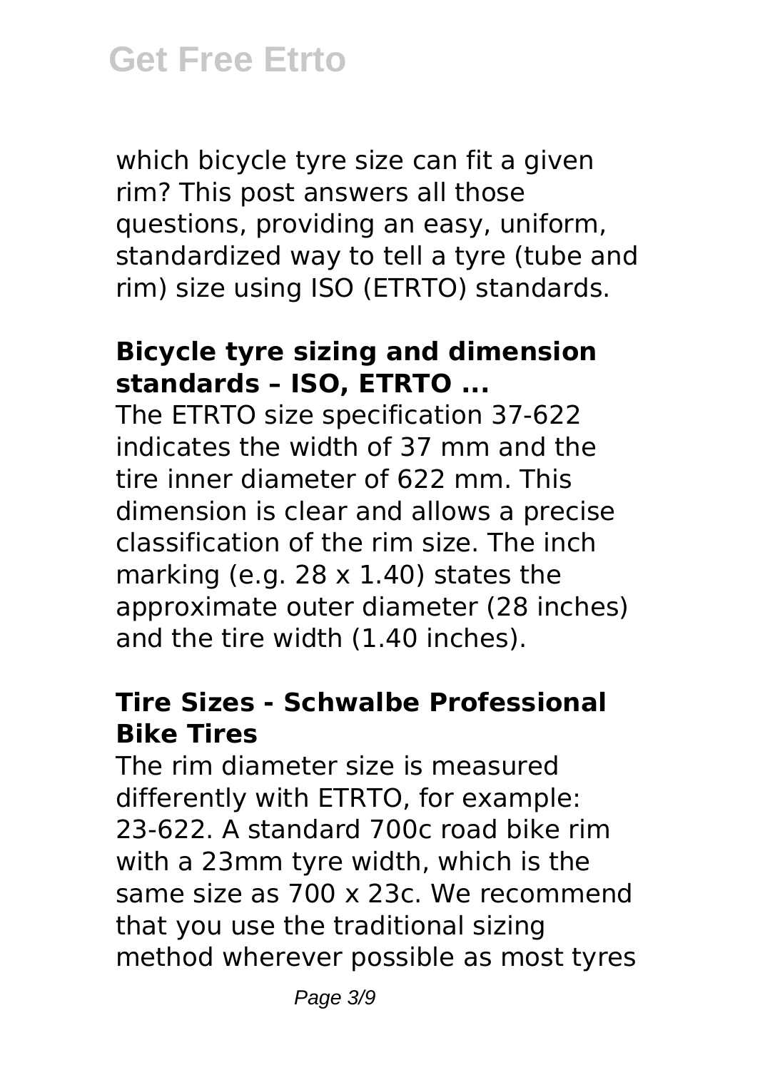which bicycle tyre size can fit a given rim? This post answers all those questions, providing an easy, uniform, standardized way to tell a tyre (tube and rim) size using ISO (ETRTO) standards.

### Bicycle tyre sizing and dimension standards – ISO, ETRTO ...

The ETRTO size specification 37-622 indicates the width of 37 mm and the tire inner diameter of 622 mm. This dimension is clear and allows a precise classification of the rim size. The inch marking (e.g. 28 x 1.40) states the approximate outer diameter (28 inches) and the tire width (1.40 inches).

### Tire Sizes - Schwalbe Professional Bike Tires

The rim diameter size is measured differently with ETRTO, for example: 23-622. A standard 700c road bike rim with a 23mm tyre width, which is the same size as 700 x 23c. We recommend that you use the traditional sizing method wherever possible as most tyres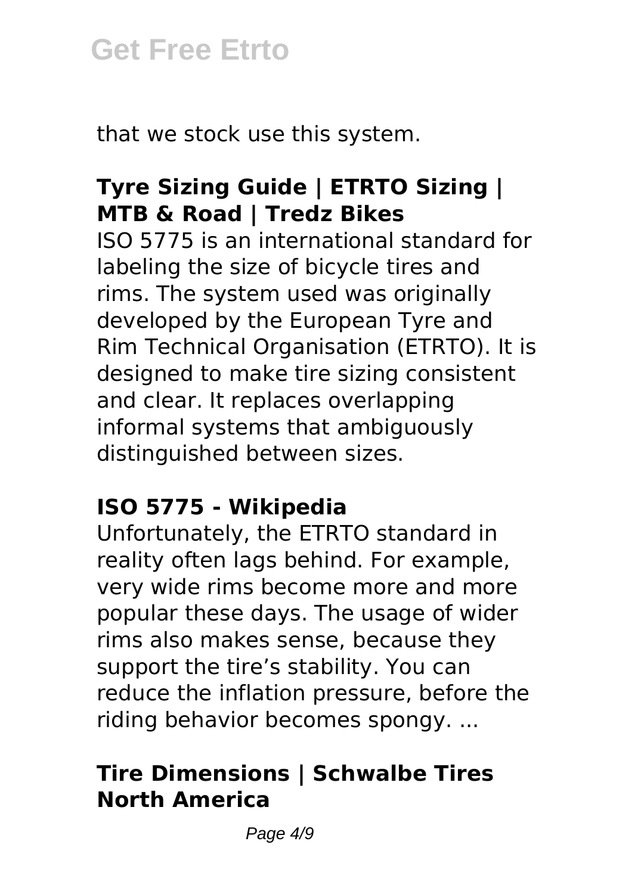that we stock use this system.

**Tyre Sizing Guide | ETRTO Sizing | MTB & Road | Tredz Bikes**

ISO 5775 is an international standard for labeling the size of bicycle tires and rims. The system used was originally developed by the European Tyre and Rim Technical Organisation (ETRTO). It is designed to make tire sizing consistent and clear. It replaces overlapping informal systems that ambiguously distinguished between sizes.

**ISO 5775 - Wikipedia**

Unfortunately, the ETRTO standard in reality often lags behind. For example, very wide rims become more and more popular these days. The usage of wider rims also makes sense, because they support the tire's stability. You can reduce the inflation pressure, before the riding behavior becomes spongy. ...

**Tire Dimensions | Schwalbe Tires North America**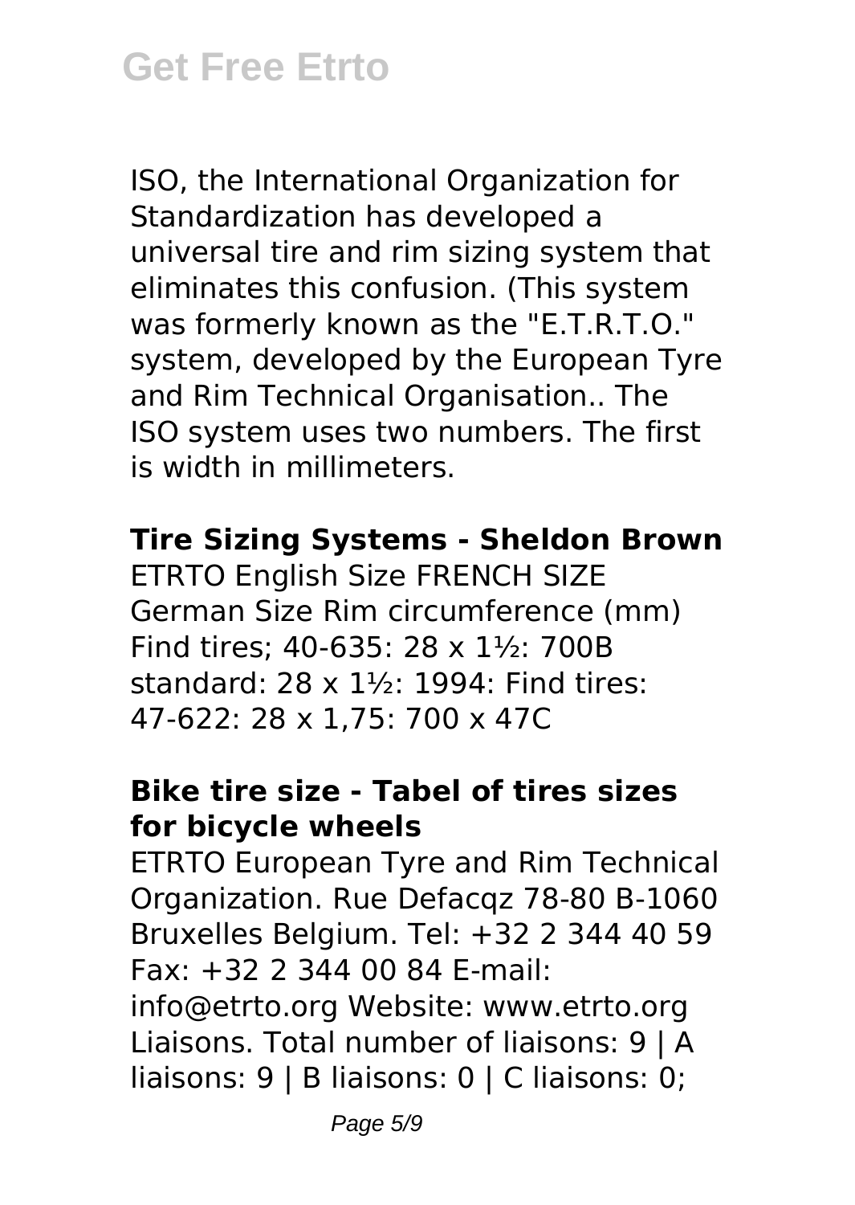ISO, the International Organization for Standardization has developed a universal tire and rim sizing system that eliminates this confusion. (This system was formerly known as the "E.T.R.T.O." system, developed by the European Tyre and Rim Technical Organisation.. The ISO system uses two numbers. The first is width in millimeters.

**Tire Sizing Systems - Sheldon Brown**

ETRTO English Size FRENCH SIZE German Size Rim circumference (mm) Find tires; 40-635: 28 x 1½: 700B standard: 28 x 1½: 1994: Find tires: 47-622: 28 x 1,75: 700 x 47C

**Bike tire size - Tabel of tires sizes for bicycle wheels**

ETRTO European Tyre and Rim Technical Organization. Rue Defacqz 78-80 B-1060 Bruxelles Belgium. Tel: +32 2 344 40 59 Fax: +32 2 344 00 84 E-mail: info@etrto.org Website: www.etrto.org Liaisons. Total number of liaisons: 9 | A liaisons: 9 | B liaisons: 0 | C liaisons: 0;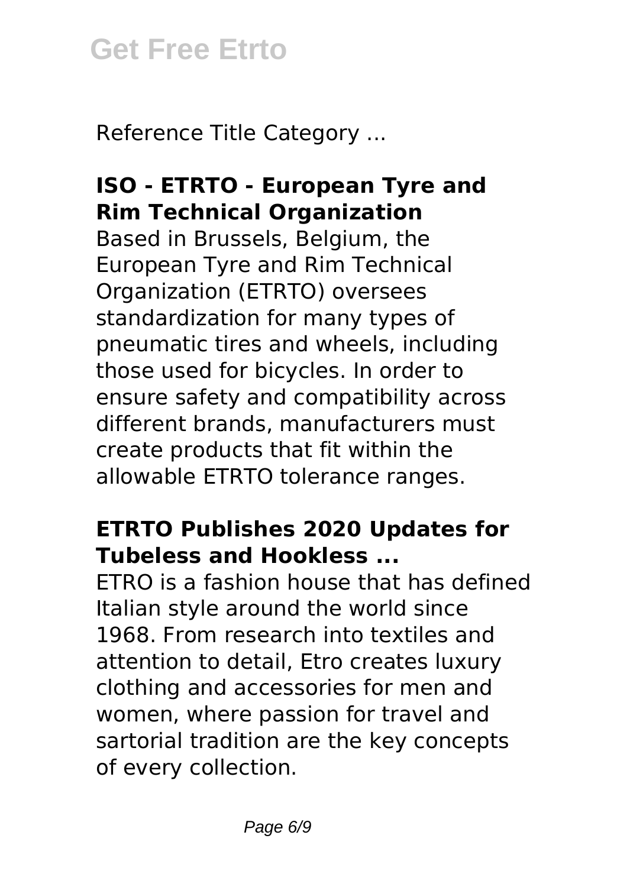Reference Title Category ...

**ISO - ETRTO - European Tyre and Rim Technical Organization**

Based in Brussels, Belgium, the European Tyre and Rim Technical Organization (ETRTO) oversees standardization for many types of pneumatic tires and wheels, including those used for bicycles. In order to ensure safety and compatibility across different brands, manufacturers must create products that fit within the allowable ETRTO tolerance ranges.

**ETRTO Publishes 2020 Updates for Tubeless and Hookless ...**

ETRO is a fashion house that has defined Italian style around the world since 1968. From research into textiles and attention to detail, Etro creates luxury clothing and accessories for men and women, where passion for travel and sartorial tradition are the key concepts of every collection.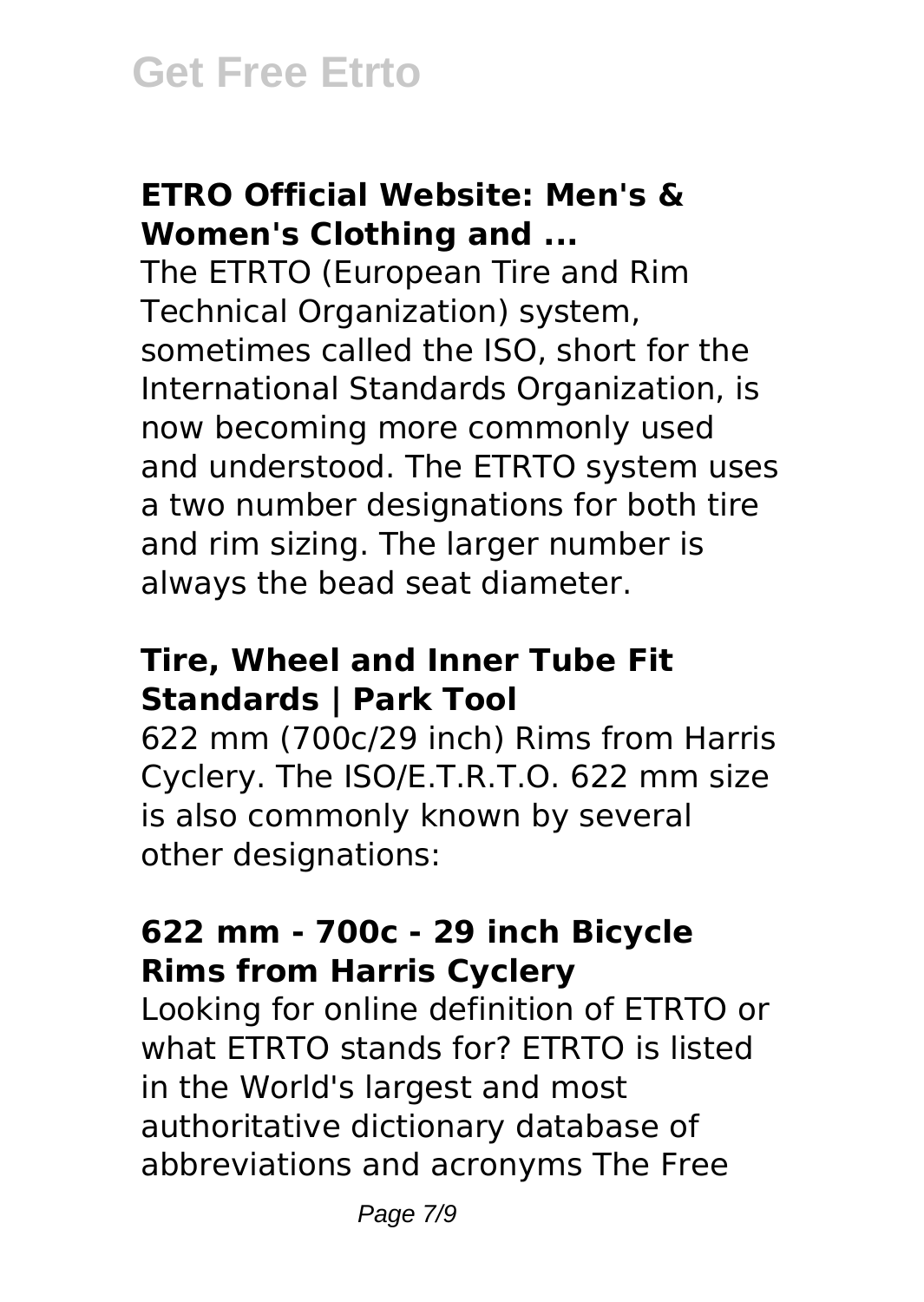### ETRO Official Website: Men's & Women's Clothing and ...

The ETRTO (European Tire and Rim Technical Organization) system, sometimes called the ISO, short for the International Standards Organization, is now becoming more commonly used and understood. The ETRTO system uses a two number designations for both tire and rim sizing. The larger number is always the bead seat diameter.

### Tire, Wheel and Inner Tube Fit Standards | Park Tool

622 mm (700c/29 inch) Rims from Harris Cyclery. The ISO/E.T.R.T.O. 622 mm size is also commonly known by several other designations:

### 622 mm - 700c - 29 inch Bicycle Rims from Harris Cyclery

Looking for online definition of ETRTO or what ETRTO stands for? ETRTO is listed in the World's largest and most authoritative dictionary database of abbreviations and acronyms The Free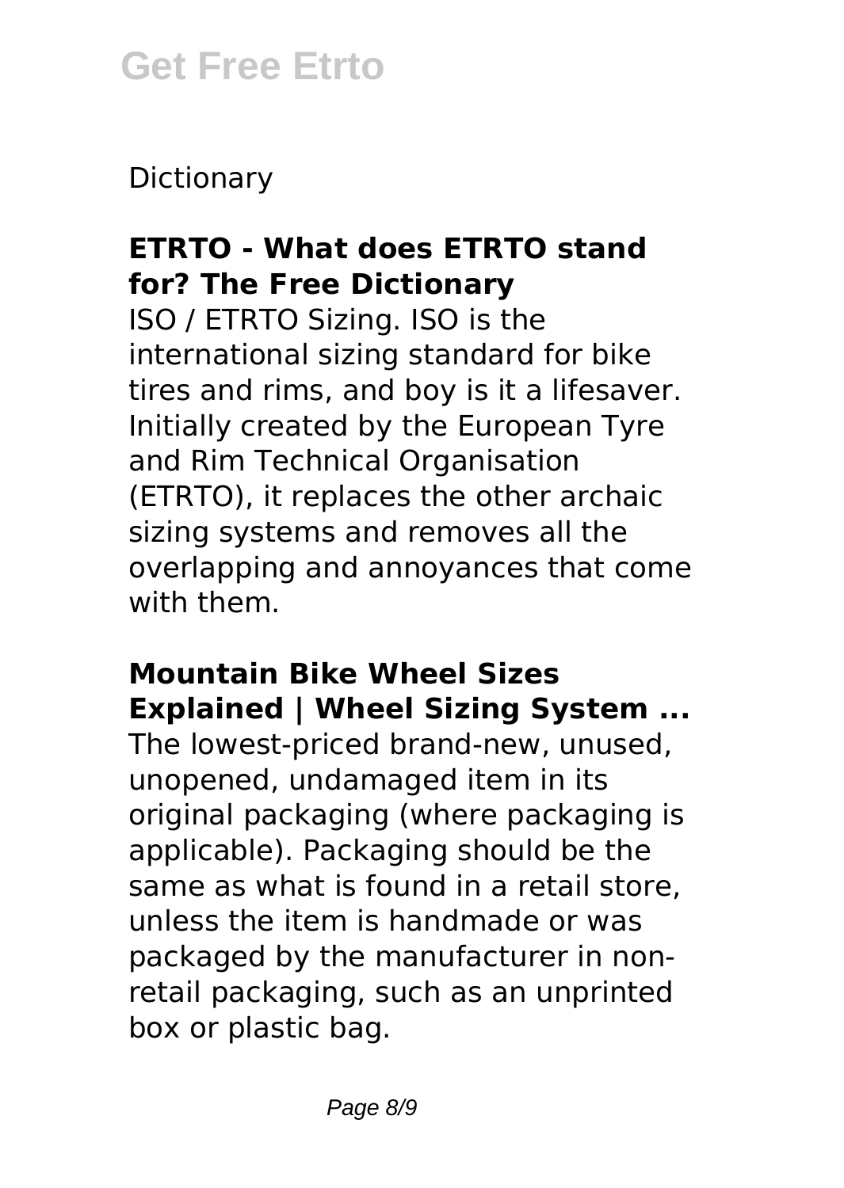Dictionary

**ETRTO - What does ETRTO stand for? The Free Dictionary**

ISO / ETRTO Sizing. ISO is the international sizing standard for bike tires and rims, and boy is it a lifesaver. Initially created by the European Tyre and Rim Technical Organisation (ETRTO), it replaces the other archaic sizing systems and removes all the overlapping and annoyances that come with them.

**Mountain Bike Wheel Sizes Explained | Wheel Sizing System ...**

The lowest-priced brand-new, unused, unopened, undamaged item in its original packaging (where packaging is applicable). Packaging should be the same as what is found in a retail store, unless the item is handmade or was packaged by the manufacturer in non-retail packaging, such as an unprinted box or plastic bag.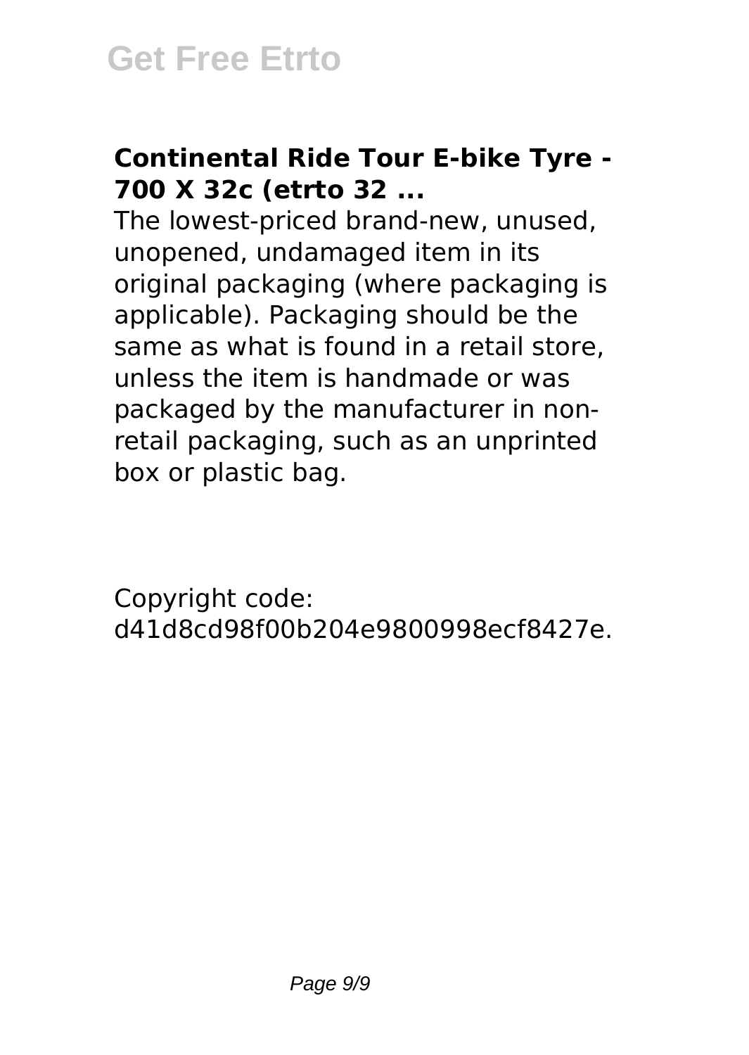### Continental Ride Tour E-bike Tyre - 700 X 32c (etrto 32 ...

The lowest-priced brand-new, unused, unopened, undamaged item in its original packaging (where packaging is applicable). Packaging should be the same as what is found in a retail store, unless the item is handmade or was packaged by the manufacturer in non-retail packaging, such as an unprinted box or plastic bag.

Copyright code: d41d8cd98f00b204e9800998ecf8427e.